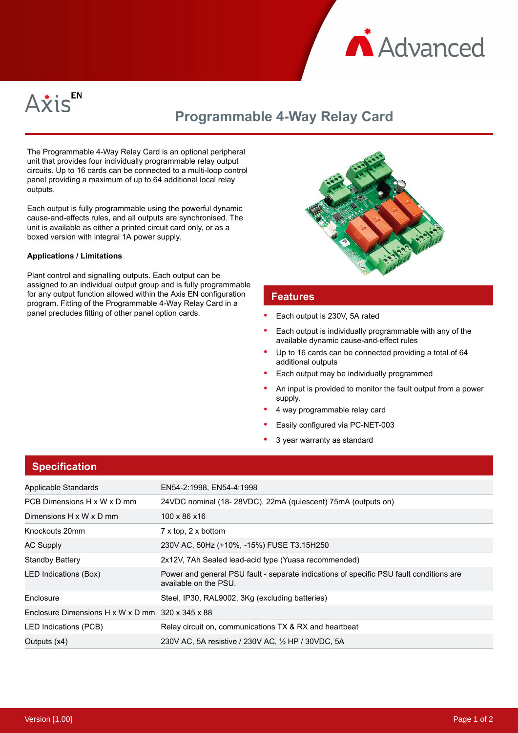Axis EN

# Programmable 4-Way Relay Card

The Programmable 4-Way Relay Card is an optional peripheral unit that provides four individually programmable relay output circuits. Up to 16 cards can be connected to a multi-loop control panel providing a maximum of up to 64 additional local relay outputs.

Each output is fully programmable using the powerful dynamic cause-and-effects rules, and all outputs are synchronised. The unit is available as either a printed circuit card only, or as a boxed version with integral 1A power supply.

**Applications / Limitations**

Plant control and signalling outputs. Each output can be assigned to an individual output group and is fully programmable for any output function allowed within the Axis EN configuration program. Fitting of the Programmable 4-Way Relay Card in a panel precludes fitting of other panel option cards.

## Features

- Each output is 230V, 5A rated
- Each output is individually programmable with any of the available dynamic cause-and-effect rules
- Up to 16 cards can be connected providing a total of 64 additional outputs
- Each output may be individually programmed
- An input is provided to monitor the fault output from a power supply.
- 4 way programmable relay card
- Easily configured via PC-NET-003
- 3 year warranty as standard

## Specification

| | |
|---|---|
| Applicable Standards | EN54-2:1998, EN54-4:1998 |
| PCB Dimensions H x W x D mm | 24VDC nominal (18- 28VDC), 22mA (quiescent) 75mA (outputs on) |
| Dimensions H x W x D mm | 100 x 86 x16 |
| Knockouts 20mm | 7 x top, 2 x bottom |
| AC Supply | 230V AC, 50Hz (+10%, -15%) FUSE T3.15H250 |
| Standby Battery | 2x12V, 7Ah Sealed lead-acid type (Yuasa recommended) |
| LED Indications (Box) | Power and general PSU fault - separate indications of specific PSU fault conditions are available on the PSU. |
| Enclosure | Steel, IP30, RAL9002, 3Kg (excluding batteries) |
| Enclosure Dimensions H x W x D mm | 320 x 345 x 88 |
| LED Indications (PCB) | Relay circuit on, communications TX & RX and heartbeat |
| Outputs (x4) | 230V AC, 5A resistive / 230V AC, ½ HP / 30VDC, 5A |

Version [1.00]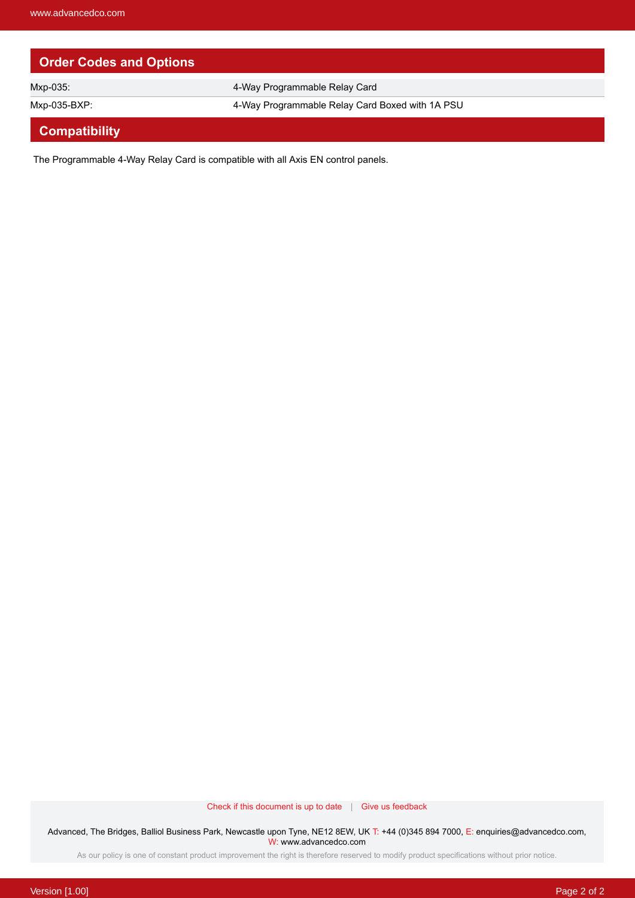## Order Codes and Options

| | |
|---|---|
| Mxp-035: | 4-Way Programmable Relay Card |
| Mxp-035-BXP: | 4-Way Programmable Relay Card Boxed with 1A PSU |

## Compatibility

The Programmable 4-Way Relay Card is compatible with all Axis EN control panels.

Check if this document is up to date | Give us feedback

Advanced, The Bridges, Balliol Business Park, Newcastle upon Tyne, NE12 8EW, UK T: +44 (0)345 894 7000, E: enquiries@advancedco.com, W: www.advancedco.com

As our policy is one of constant product improvement the right is therefore reserved to modify product specifications without prior notice.

Version [1.00]